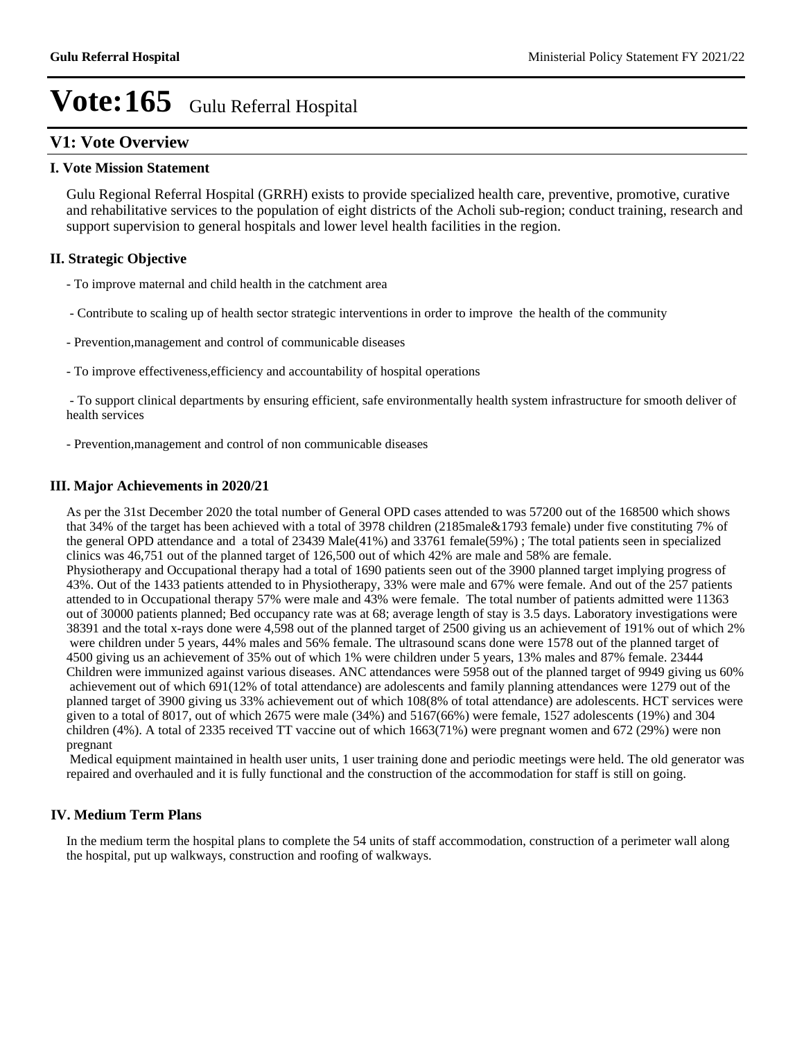# Vote:165 Gulu Referral Hospital

## V1: Vote Overview

### I. Vote Mission Statement

Gulu Regional Referral Hospital (GRRH) exists to provide specialized health care, preventive, promotive, curative and rehabilitative services to the population of eight districts of the Acholi sub-region; conduct training, research and support supervision to general hospitals and lower level health facilities in the region.

### II. Strategic Objective

- To improve maternal and child health in the catchment area

- Contribute to scaling up of health sector strategic interventions in order to improve the health of the community

- Prevention,management and control of communicable diseases

- To improve effectiveness,efficiency and accountability of hospital operations

- To support clinical departments by ensuring efficient, safe environmentally health system infrastructure for smooth deliver of health services

- Prevention,management and control of non communicable diseases

### III. Major Achievements in 2020/21

As per the 31st December 2020 the total number of General OPD cases attended to was 57200 out of the 168500 which shows that 34% of the target has been achieved with a total of 3978 children (2185male&1793 female) under five constituting 7% of the general OPD attendance and a total of 23439 Male(41%) and 33761 female(59%) ; The total patients seen in specialized clinics was 46,751 out of the planned target of 126,500 out of which 42% are male and 58% are female.
Physiotherapy and Occupational therapy had a total of 1690 patients seen out of the 3900 planned target implying progress of 43%. Out of the 1433 patients attended to in Physiotherapy, 33% were male and 67% were female. And out of the 257 patients attended to in Occupational therapy 57% were male and 43% were female. The total number of patients admitted were 11363 out of 30000 patients planned; Bed occupancy rate was at 68; average length of stay is 3.5 days. Laboratory investigations were 38391 and the total x-rays done were 4,598 out of the planned target of 2500 giving us an achievement of 191% out of which 2% were children under 5 years, 44% males and 56% female. The ultrasound scans done were 1578 out of the planned target of 4500 giving us an achievement of 35% out of which 1% were children under 5 years, 13% males and 87% female. 23444 Children were immunized against various diseases. ANC attendances were 5958 out of the planned target of 9949 giving us 60% achievement out of which 691(12% of total attendance) are adolescents and family planning attendances were 1279 out of the planned target of 3900 giving us 33% achievement out of which 108(8% of total attendance) are adolescents. HCT services were given to a total of 8017, out of which 2675 were male (34%) and 5167(66%) were female, 1527 adolescents (19%) and 304 children (4%). A total of 2335 received TT vaccine out of which 1663(71%) were pregnant women and 672 (29%) were non pregnant

Medical equipment maintained in health user units, 1 user training done and periodic meetings were held. The old generator was repaired and overhauled and it is fully functional and the construction of the accommodation for staff is still on going.

### IV. Medium Term Plans

In the medium term the hospital plans to complete the 54 units of staff accommodation, construction of a perimeter wall along the hospital, put up walkways, construction and roofing of walkways.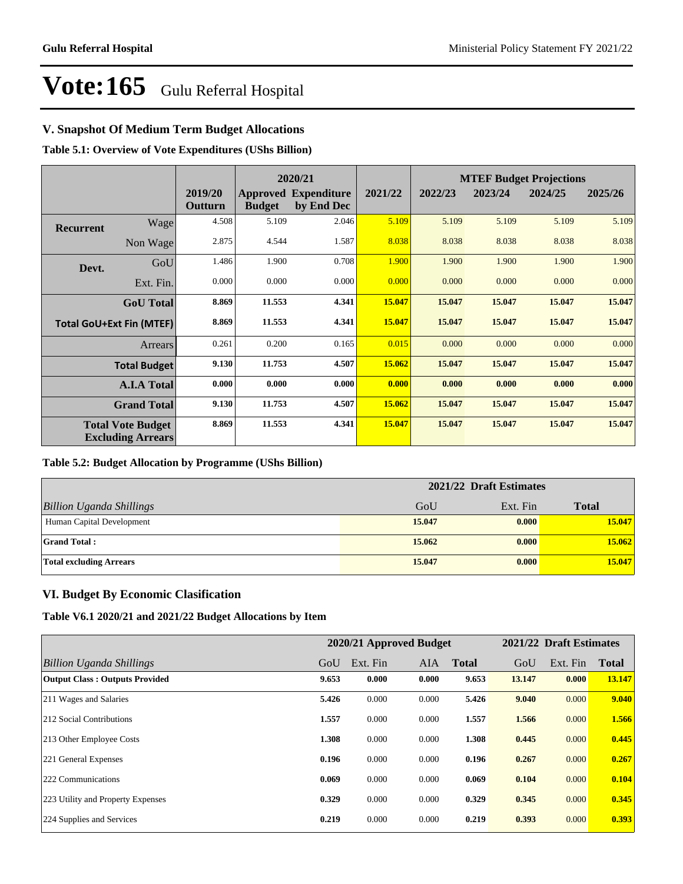# Vote:165 Gulu Referral Hospital

## V. Snapshot Of Medium Term Budget Allocations

**Table 5.1: Overview of Vote Expenditures (UShs Billion)**

| | | | 2020/21 | | | MTEF Budget Projections | | | |
|---|---|---|---|---|---|---|---|---|---|
| | | 2019/20 Outturn | Approved Budget | Expenditure by End Dec | 2021/22 | 2022/23 | 2023/24 | 2024/25 | 2025/26 |
| **Recurrent** | Wage | 4.508 | 5.109 | 2.046 | 5.109 | 5.109 | 5.109 | 5.109 | 5.109 |
| | Non Wage | 2.875 | 4.544 | 1.587 | 8.038 | 8.038 | 8.038 | 8.038 | 8.038 |
| **Devt.** | GoU | 1.486 | 1.900 | 0.708 | 1.900 | 1.900 | 1.900 | 1.900 | 1.900 |
| | Ext. Fin. | 0.000 | 0.000 | 0.000 | 0.000 | 0.000 | 0.000 | 0.000 | 0.000 |
| | **GoU Total** | **8.869** | **11.553** | **4.341** | **15.047** | **15.047** | **15.047** | **15.047** | **15.047** |
| | **Total GoU+Ext Fin (MTEF)** | **8.869** | **11.553** | **4.341** | **15.047** | **15.047** | **15.047** | **15.047** | **15.047** |
| | Arrears | 0.261 | 0.200 | 0.165 | 0.015 | 0.000 | 0.000 | 0.000 | 0.000 |
| | **Total Budget** | **9.130** | **11.753** | **4.507** | **15.062** | **15.047** | **15.047** | **15.047** | **15.047** |
| | **A.I.A Total** | **0.000** | **0.000** | **0.000** | **0.000** | **0.000** | **0.000** | **0.000** | **0.000** |
| | **Grand Total** | **9.130** | **11.753** | **4.507** | **15.062** | **15.047** | **15.047** | **15.047** | **15.047** |
| | **Total Vote Budget Excluding Arrears** | **8.869** | **11.553** | **4.341** | **15.047** | **15.047** | **15.047** | **15.047** | **15.047** |

**Table 5.2: Budget Allocation by Programme (UShs Billion)**

| | 2021/22 Draft Estimates | | |
|---|---|---|---|
| *Billion Uganda Shillings* | GoU | Ext. Fin | **Total** |
| Human Capital Development | **15.047** | **0.000** | **15.047** |
| **Grand Total :** | **15.062** | **0.000** | **15.062** |
| **Total excluding Arrears** | **15.047** | **0.000** | **15.047** |

## VI. Budget By Economic Clasification

**Table V6.1 2020/21 and 2021/22 Budget Allocations by Item**

| | 2020/21 Approved Budget | | | | 2021/22 Draft Estimates | | |
|---|---|---|---|---|---|---|---|
| *Billion Uganda Shillings* | GoU | Ext. Fin | AIA | **Total** | GoU | Ext. Fin | **Total** |
| **Output Class : Outputs Provided** | **9.653** | **0.000** | **0.000** | **9.653** | **13.147** | **0.000** | **13.147** |
| 211 Wages and Salaries | **5.426** | 0.000 | 0.000 | **5.426** | **9.040** | 0.000 | **9.040** |
| 212 Social Contributions | **1.557** | 0.000 | 0.000 | **1.557** | **1.566** | 0.000 | **1.566** |
| 213 Other Employee Costs | **1.308** | 0.000 | 0.000 | **1.308** | **0.445** | 0.000 | **0.445** |
| 221 General Expenses | **0.196** | 0.000 | 0.000 | **0.196** | **0.267** | 0.000 | **0.267** |
| 222 Communications | **0.069** | 0.000 | 0.000 | **0.069** | **0.104** | 0.000 | **0.104** |
| 223 Utility and Property Expenses | **0.329** | 0.000 | 0.000 | **0.329** | **0.345** | 0.000 | **0.345** |
| 224 Supplies and Services | **0.219** | 0.000 | 0.000 | **0.219** | **0.393** | 0.000 | **0.393** |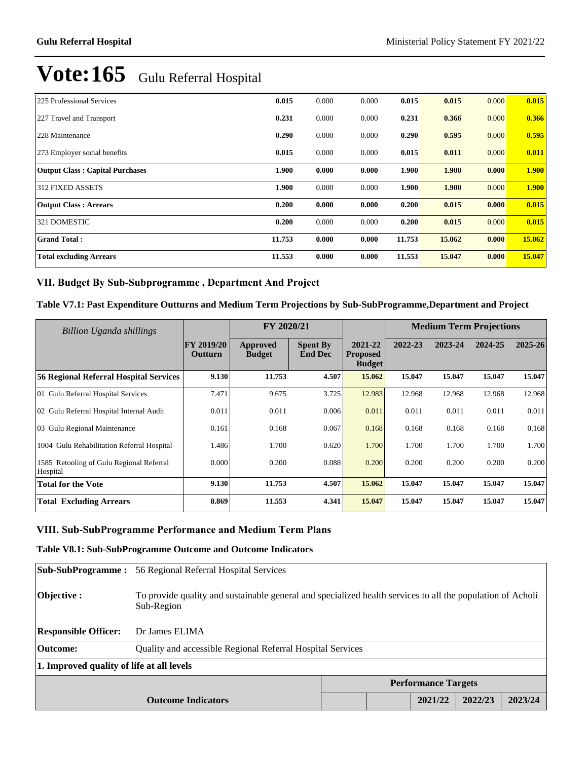# Vote:165 Gulu Referral Hospital

| | | | | | | | |
|---|---|---|---|---|---|---|---|
| 225 Professional Services | **0.015** | 0.000 | 0.000 | **0.015** | **0.015** | 0.000 | **0.015** |
| 227 Travel and Transport | **0.231** | 0.000 | 0.000 | **0.231** | **0.366** | 0.000 | **0.366** |
| 228 Maintenance | **0.290** | 0.000 | 0.000 | **0.290** | **0.595** | 0.000 | **0.595** |
| 273 Employer social benefits | **0.015** | 0.000 | 0.000 | **0.015** | **0.011** | 0.000 | **0.011** |
| **Output Class : Capital Purchases** | **1.900** | **0.000** | **0.000** | **1.900** | **1.900** | **0.000** | **1.900** |
| 312 FIXED ASSETS | **1.900** | 0.000 | 0.000 | **1.900** | **1.900** | 0.000 | **1.900** |
| **Output Class : Arrears** | **0.200** | **0.000** | **0.000** | **0.200** | **0.015** | **0.000** | **0.015** |
| 321 DOMESTIC | **0.200** | 0.000 | 0.000 | **0.200** | **0.015** | 0.000 | **0.015** |
| **Grand Total :** | **11.753** | **0.000** | **0.000** | **11.753** | **15.062** | **0.000** | **15.062** |
| **Total excluding Arrears** | **11.553** | **0.000** | **0.000** | **11.553** | **15.047** | **0.000** | **15.047** |

## VII. Budget By Sub-Subprogramme , Department And Project

### Table V7.1: Past Expenditure Outturns and Medium Term Projections by Sub-SubProgramme,Department and Project

| *Billion Uganda shillings* | | FY 2020/21 | | | Medium Term Projections | | | |
|---|---|---|---|---|---|---|---|---|
| | **FY 2019/20 Outturn** | **Approved Budget** | **Spent By End Dec** | **2021-22 Proposed Budget** | **2022-23** | **2023-24** | **2024-25** | **2025-26** |
| **56 Regional Referral Hospital Services** | **9.130** | **11.753** | **4.507** | **15.062** | **15.047** | **15.047** | **15.047** | **15.047** |
| 01 Gulu Referral Hospital Services | 7.471 | 9.675 | 3.725 | 12.983 | 12.968 | 12.968 | 12.968 | 12.968 |
| 02 Gulu Referral Hospital Internal Audit | 0.011 | 0.011 | 0.006 | 0.011 | 0.011 | 0.011 | 0.011 | 0.011 |
| 03 Gulu Regional Maintenance | 0.161 | 0.168 | 0.067 | 0.168 | 0.168 | 0.168 | 0.168 | 0.168 |
| 1004 Gulu Rehabilitation Referral Hospital | 1.486 | 1.700 | 0.620 | 1.700 | 1.700 | 1.700 | 1.700 | 1.700 |
| 1585 Retooling of Gulu Regional Referral Hospital | 0.000 | 0.200 | 0.088 | 0.200 | 0.200 | 0.200 | 0.200 | 0.200 |
| **Total for the Vote** | **9.130** | **11.753** | **4.507** | **15.062** | **15.047** | **15.047** | **15.047** | **15.047** |
| **Total Excluding Arrears** | **8.869** | **11.553** | **4.341** | **15.047** | **15.047** | **15.047** | **15.047** | **15.047** |

## VIII. Sub-SubProgramme Performance and Medium Term Plans

### Table V8.1: Sub-SubProgramme Outcome and Outcome Indicators

| | |
|---|---|
| **Sub-SubProgramme :** | 56 Regional Referral Hospital Services |
| **Objective :** | To provide quality and sustainable general and specialized health services to all the population of Acholi Sub-Region |
| **Responsible Officer:** | Dr James ELIMA |
| **Outcome:** | Quality and accessible Regional Referral Hospital Services |

**1. Improved quality of life at all levels**

| | Performance Targets | | | | |
|---|---|---|---|---|---|
| **Outcome Indicators** | | | **2021/22** | **2022/23** | **2023/24** |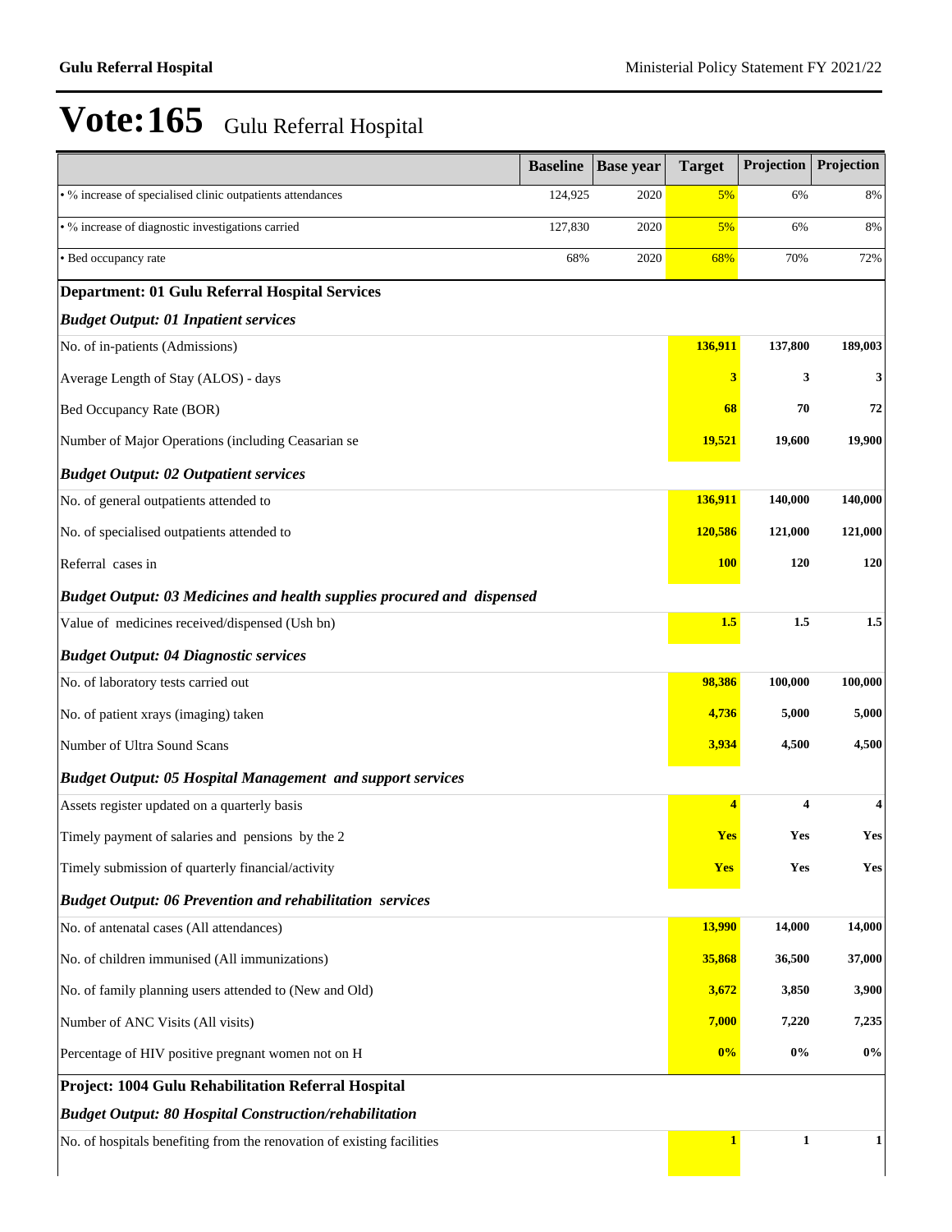# Vote:165 Gulu Referral Hospital

| | Baseline | Base year | Target | Projection | Projection |
|---|---|---|---|---|---|
| • % increase of specialised clinic outpatients attendances | 124,925 | 2020 | 5% | 6% | 8% |
| • % increase of diagnostic investigations carried | 127,830 | 2020 | 5% | 6% | 8% |
| • Bed occupancy rate | 68% | 2020 | 68% | 70% | 72% |
| **Department: 01 Gulu Referral Hospital Services** | | | | | |
| ***Budget Output: 01 Inpatient services*** | | | | | |
| No. of in-patients (Admissions) | | | **136,911** | **137,800** | **189,003** |
| Average Length of Stay (ALOS) - days | | | **3** | **3** | **3** |
| Bed Occupancy Rate (BOR) | | | **68** | **70** | **72** |
| Number of Major Operations (including Ceasarian se | | | **19,521** | **19,600** | **19,900** |
| ***Budget Output: 02 Outpatient services*** | | | | | |
| No. of general outpatients attended to | | | **136,911** | **140,000** | **140,000** |
| No. of specialised outpatients attended to | | | **120,586** | **121,000** | **121,000** |
| Referral cases in | | | **100** | **120** | **120** |
| ***Budget Output: 03 Medicines and health supplies procured and dispensed*** | | | | | |
| Value of medicines received/dispensed (Ush bn) | | | **1.5** | **1.5** | **1.5** |
| ***Budget Output: 04 Diagnostic services*** | | | | | |
| No. of laboratory tests carried out | | | **98,386** | **100,000** | **100,000** |
| No. of patient xrays (imaging) taken | | | **4,736** | **5,000** | **5,000** |
| Number of Ultra Sound Scans | | | **3,934** | **4,500** | **4,500** |
| ***Budget Output: 05 Hospital Management and support services*** | | | | | |
| Assets register updated on a quarterly basis | | | **4** | **4** | **4** |
| Timely payment of salaries and pensions by the 2 | | | **Yes** | **Yes** | **Yes** |
| Timely submission of quarterly financial/activity | | | **Yes** | **Yes** | **Yes** |
| ***Budget Output: 06 Prevention and rehabilitation services*** | | | | | |
| No. of antenatal cases (All attendances) | | | **13,990** | **14,000** | **14,000** |
| No. of children immunised (All immunizations) | | | **35,868** | **36,500** | **37,000** |
| No. of family planning users attended to (New and Old) | | | **3,672** | **3,850** | **3,900** |
| Number of ANC Visits (All visits) | | | **7,000** | **7,220** | **7,235** |
| Percentage of HIV positive pregnant women not on H | | | **0%** | **0%** | **0%** |
| **Project: 1004 Gulu Rehabilitation Referral Hospital** | | | | | |
| ***Budget Output: 80 Hospital Construction/rehabilitation*** | | | | | |
| No. of hospitals benefiting from the renovation of existing facilities | | | **1** | **1** | **1** |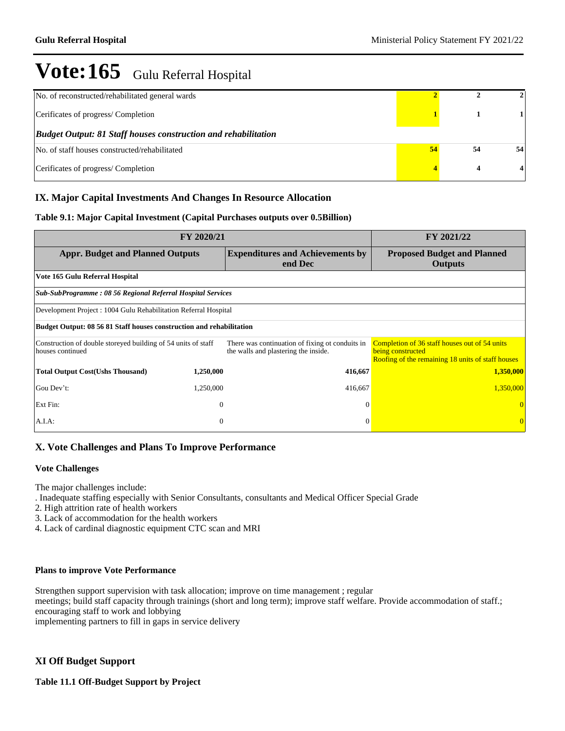# Vote:165 Gulu Referral Hospital

| | | | |
|---|---|---|---|
| No. of reconstructed/rehabilitated general wards | 2 | 2 | 2 |
| Cerificates of progress/ Completion | 1 | 1 | 1 |
| ***Budget Output: 81 Staff houses construction and rehabilitation*** | | | |
| No. of staff houses constructed/rehabilitated | 54 | 54 | 54 |
| Cerificates of progress/ Completion | 4 | 4 | 4 |

## IX. Major Capital Investments And Changes In Resource Allocation

**Table 9.1: Major Capital Investment (Capital Purchases outputs over 0.5Billion)**

| FY 2020/21 | | | FY 2021/22 |
|---|---|---|---|
| **Appr. Budget and Planned Outputs** | | **Expenditures and Achievements by end Dec** | **Proposed Budget and Planned Outputs** |
| **Vote 165 Gulu Referral Hospital** | | | |
| ***Sub-SubProgramme : 08 56 Regional Referral Hospital Services*** | | | |
| Development Project : 1004 Gulu Rehabilitation Referral Hospital | | | |
| **Budget Output: 08 56 81 Staff houses construction and rehabilitation** | | | |
| Construction of double storeyed building of 54 units of staff houses continued | | There was continuation of fixing ot conduits in the walls and plastering the inside. | Completion of 36 staff houses out of 54 units being constructed<br>Roofing of the remaining 18 units of staff houses |
| **Total Output Cost(Ushs Thousand)** | **1,250,000** | **416,667** | **1,350,000** |
| Gou Dev't: | 1,250,000 | 416,667 | 1,350,000 |
| Ext Fin: | 0 | 0 | 0 |
| A.I.A: | 0 | 0 | 0 |

## X. Vote Challenges and Plans To Improve Performance

### Vote Challenges

The major challenges include:
. Inadequate staffing especially with Senior Consultants, consultants and Medical Officer Special Grade
2. High attrition rate of health workers
3. Lack of accommodation for the health workers
4. Lack of cardinal diagnostic equipment CTC scan and MRI

### Plans to improve Vote Performance

Strengthen support supervision with task allocation; improve on time management ; regular
meetings; build staff capacity through trainings (short and long term); improve staff welfare. Provide accommodation of staff.;
encouraging staff to work and lobbying
implementing partners to fill in gaps in service delivery

## XI Off Budget Support

**Table 11.1 Off-Budget Support by Project**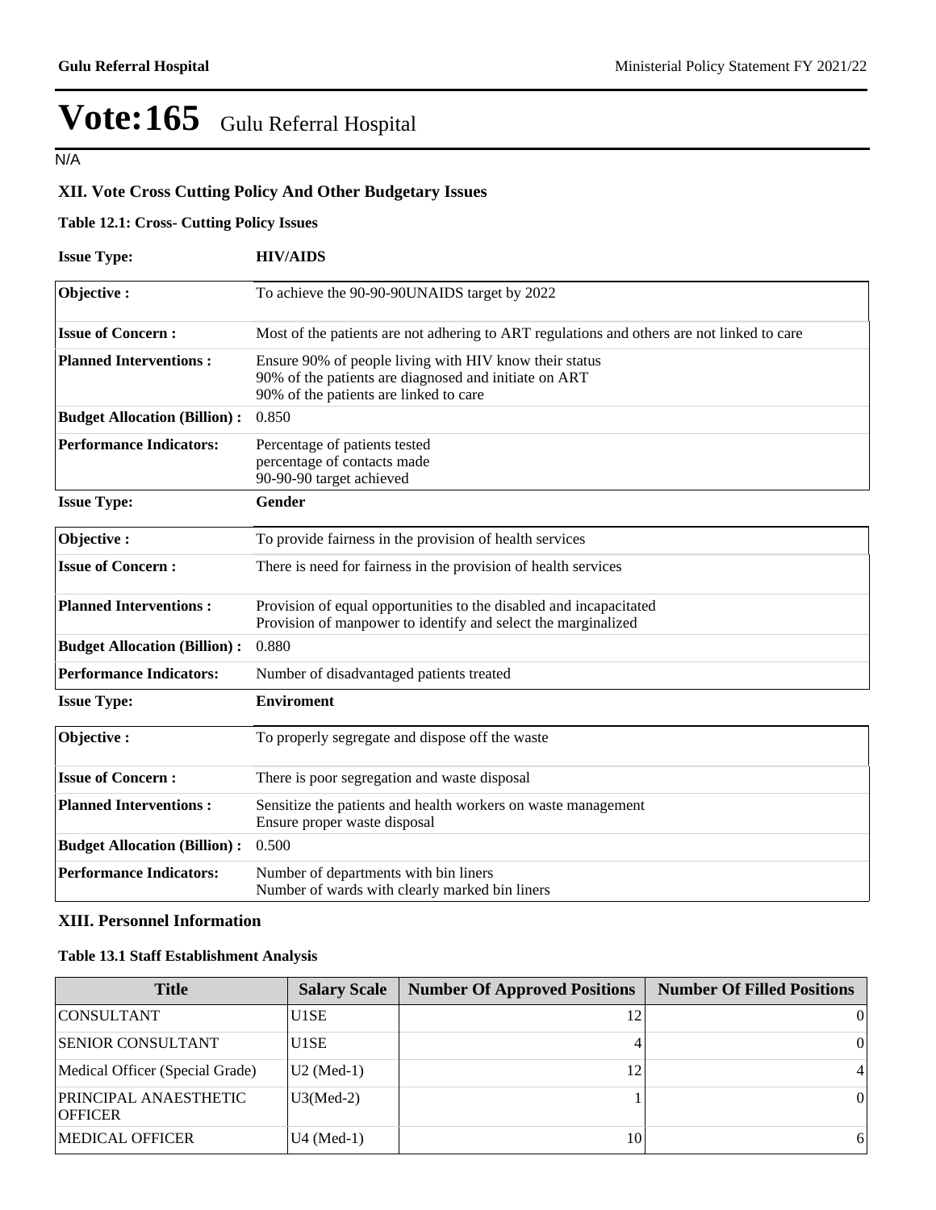# Vote:165 Gulu Referral Hospital

N/A

## XII. Vote Cross Cutting Policy And Other Budgetary Issues

**Table 12.1: Cross- Cutting Policy Issues**

**Issue Type:** **HIV/AIDS**

| | |
|---|---|
| **Objective :** | To achieve the 90-90-90UNAIDS target by 2022 |
| **Issue of Concern :** | Most of the patients are not adhering to ART regulations and others are not linked to care |
| **Planned Interventions :** | Ensure 90% of people living with HIV know their status<br>90% of the patients are diagnosed and initiate on ART<br>90% of the patients are linked to care |
| **Budget Allocation (Billion) :** | 0.850 |
| **Performance Indicators:** | Percentage of patients tested<br>percentage of contacts made<br>90-90-90 target achieved |

**Issue Type:** **Gender**

| | |
|---|---|
| **Objective :** | To provide fairness in the provision of health services |
| **Issue of Concern :** | There is need for fairness in the provision of health services |
| **Planned Interventions :** | Provision of equal opportunities to the disabled and incapacitated<br>Provision of manpower to identify and select the marginalized |
| **Budget Allocation (Billion) :** | 0.880 |
| **Performance Indicators:** | Number of disadvantaged patients treated |

**Issue Type:** **Enviroment**

| | |
|---|---|
| **Objective :** | To properly segregate and dispose off the waste |
| **Issue of Concern :** | There is poor segregation and waste disposal |
| **Planned Interventions :** | Sensitize the patients and health workers on waste management<br>Ensure proper waste disposal |
| **Budget Allocation (Billion) :** | 0.500 |
| **Performance Indicators:** | Number of departments with bin liners<br>Number of wards with clearly marked bin liners |

## XIII. Personnel Information

**Table 13.1 Staff Establishment Analysis**

| Title | Salary Scale | Number Of Approved Positions | Number Of Filled Positions |
|---|---|---|---|
| CONSULTANT | U1SE | 12 | 0 |
| SENIOR CONSULTANT | U1SE | 4 | 0 |
| Medical Officer (Special Grade) | U2 (Med-1) | 12 | 4 |
| PRINCIPAL ANAESTHETIC OFFICER | U3(Med-2) | 1 | 0 |
| MEDICAL OFFICER | U4 (Med-1) | 10 | 6 |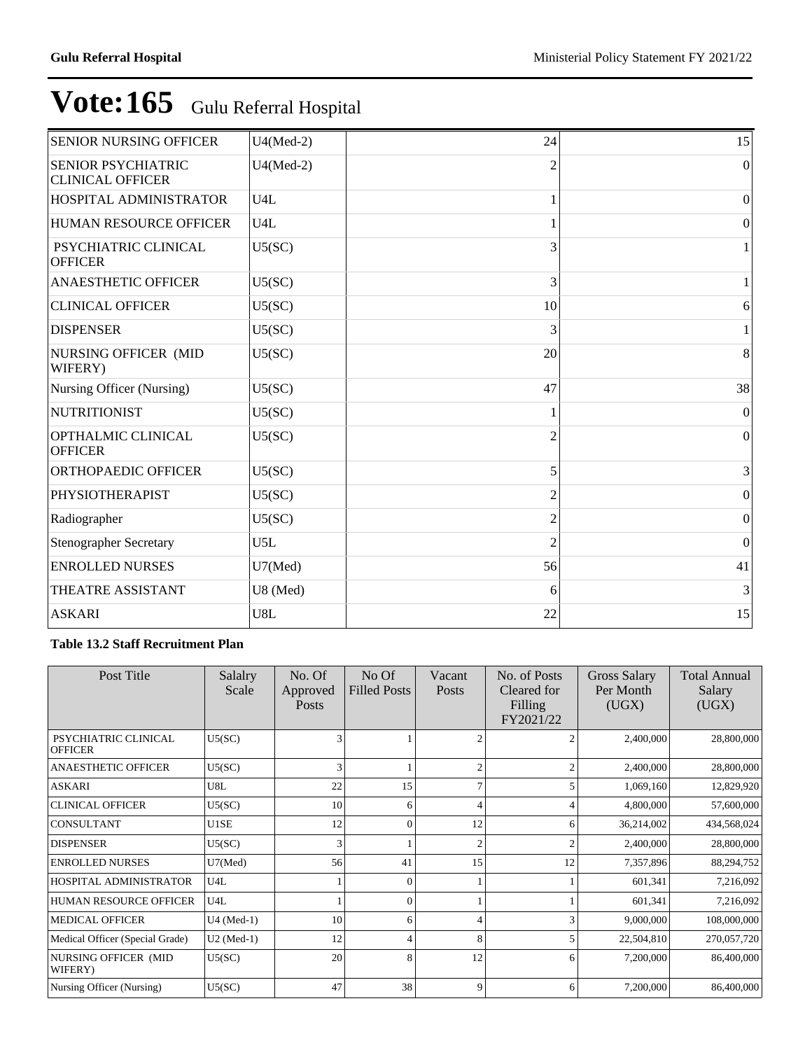# Vote:165 Gulu Referral Hospital

| | | | |
|---|---|---|---|
| SENIOR NURSING OFFICER | U4(Med-2) | 24 | 15 |
| SENIOR PSYCHIATRIC CLINICAL OFFICER | U4(Med-2) | 2 | 0 |
| HOSPITAL ADMINISTRATOR | U4L | 1 | 0 |
| HUMAN RESOURCE OFFICER | U4L | 1 | 0 |
| PSYCHIATRIC CLINICAL OFFICER | U5(SC) | 3 | 1 |
| ANAESTHETIC OFFICER | U5(SC) | 3 | 1 |
| CLINICAL OFFICER | U5(SC) | 10 | 6 |
| DISPENSER | U5(SC) | 3 | 1 |
| NURSING OFFICER (MID WIFERY) | U5(SC) | 20 | 8 |
| Nursing Officer (Nursing) | U5(SC) | 47 | 38 |
| NUTRITIONIST | U5(SC) | 1 | 0 |
| OPTHALMIC CLINICAL OFFICER | U5(SC) | 2 | 0 |
| ORTHOPAEDIC OFFICER | U5(SC) | 5 | 3 |
| PHYSIOTHERAPIST | U5(SC) | 2 | 0 |
| Radiographer | U5(SC) | 2 | 0 |
| Stenographer Secretary | U5L | 2 | 0 |
| ENROLLED NURSES | U7(Med) | 56 | 41 |
| THEATRE ASSISTANT | U8 (Med) | 6 | 3 |
| ASKARI | U8L | 22 | 15 |

**Table 13.2 Staff Recruitment Plan**

| Post Title | Salalry Scale | No. Of Approved Posts | No Of Filled Posts | Vacant Posts | No. of Posts Cleared for Filling FY2021/22 | Gross Salary Per Month (UGX) | Total Annual Salary (UGX) |
|---|---|---|---|---|---|---|---|
| PSYCHIATRIC CLINICAL OFFICER | U5(SC) | 3 | 1 | 2 | 2 | 2,400,000 | 28,800,000 |
| ANAESTHETIC OFFICER | U5(SC) | 3 | 1 | 2 | 2 | 2,400,000 | 28,800,000 |
| ASKARI | U8L | 22 | 15 | 7 | 5 | 1,069,160 | 12,829,920 |
| CLINICAL OFFICER | U5(SC) | 10 | 6 | 4 | 4 | 4,800,000 | 57,600,000 |
| CONSULTANT | U1SE | 12 | 0 | 12 | 6 | 36,214,002 | 434,568,024 |
| DISPENSER | U5(SC) | 3 | 1 | 2 | 2 | 2,400,000 | 28,800,000 |
| ENROLLED NURSES | U7(Med) | 56 | 41 | 15 | 12 | 7,357,896 | 88,294,752 |
| HOSPITAL ADMINISTRATOR | U4L | 1 | 0 | 1 | 1 | 601,341 | 7,216,092 |
| HUMAN RESOURCE OFFICER | U4L | 1 | 0 | 1 | 1 | 601,341 | 7,216,092 |
| MEDICAL OFFICER | U4 (Med-1) | 10 | 6 | 4 | 3 | 9,000,000 | 108,000,000 |
| Medical Officer (Special Grade) | U2 (Med-1) | 12 | 4 | 8 | 5 | 22,504,810 | 270,057,720 |
| NURSING OFFICER (MID WIFERY) | U5(SC) | 20 | 8 | 12 | 6 | 7,200,000 | 86,400,000 |
| Nursing Officer (Nursing) | U5(SC) | 47 | 38 | 9 | 6 | 7,200,000 | 86,400,000 |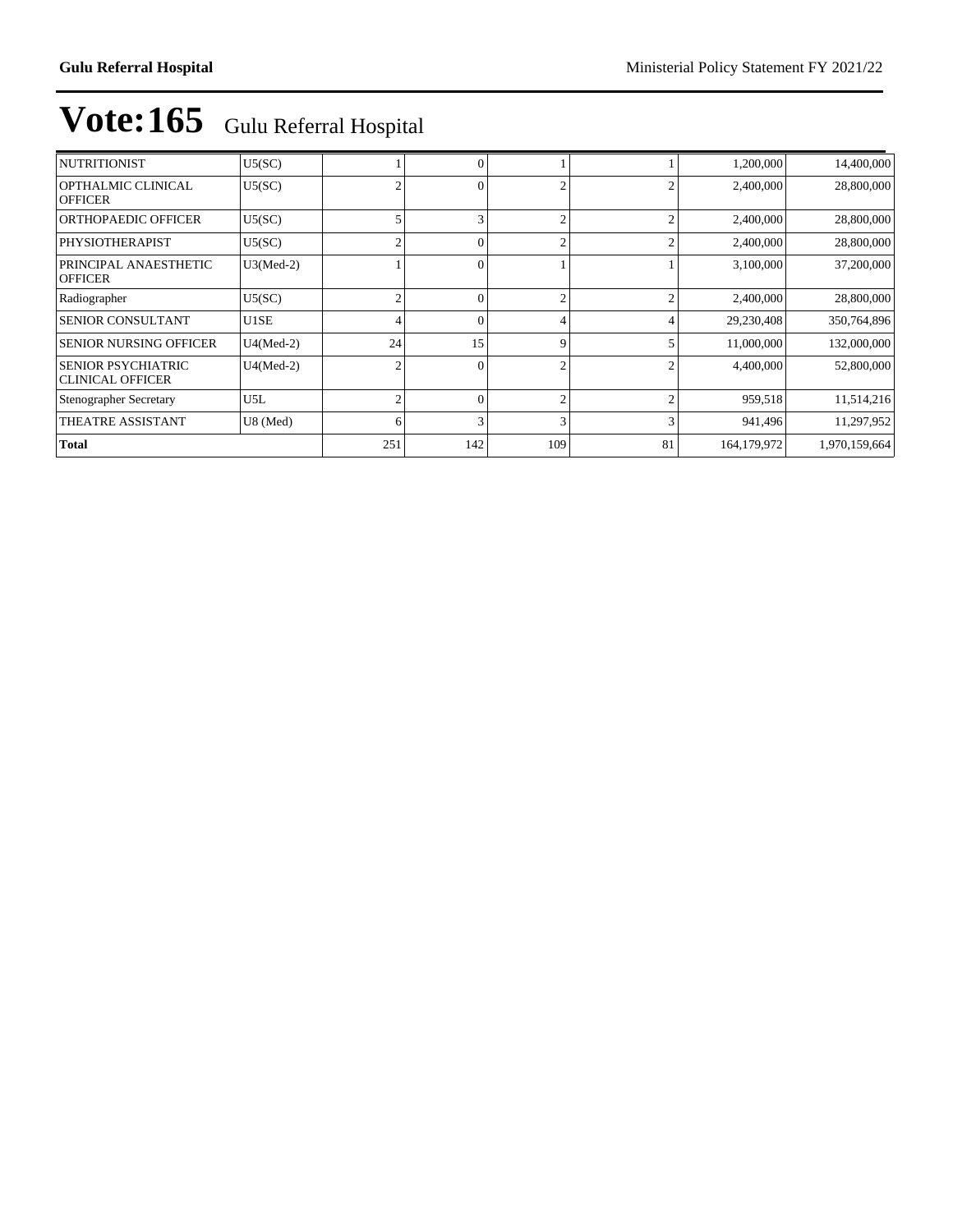# Vote:165 Gulu Referral Hospital

| | | | | | | | |
|---|---|---|---|---|---|---|---|
| NUTRITIONIST | U5(SC) | 1 | 0 | 1 | 1 | 1,200,000 | 14,400,000 |
| OPTHALMIC CLINICAL OFFICER | U5(SC) | 2 | 0 | 2 | 2 | 2,400,000 | 28,800,000 |
| ORTHOPAEDIC OFFICER | U5(SC) | 5 | 3 | 2 | 2 | 2,400,000 | 28,800,000 |
| PHYSIOTHERAPIST | U5(SC) | 2 | 0 | 2 | 2 | 2,400,000 | 28,800,000 |
| PRINCIPAL ANAESTHETIC OFFICER | U3(Med-2) | 1 | 0 | 1 | 1 | 3,100,000 | 37,200,000 |
| Radiographer | U5(SC) | 2 | 0 | 2 | 2 | 2,400,000 | 28,800,000 |
| SENIOR CONSULTANT | U1SE | 4 | 0 | 4 | 4 | 29,230,408 | 350,764,896 |
| SENIOR NURSING OFFICER | U4(Med-2) | 24 | 15 | 9 | 5 | 11,000,000 | 132,000,000 |
| SENIOR PSYCHIATRIC CLINICAL OFFICER | U4(Med-2) | 2 | 0 | 2 | 2 | 4,400,000 | 52,800,000 |
| Stenographer Secretary | U5L | 2 | 0 | 2 | 2 | 959,518 | 11,514,216 |
| THEATRE ASSISTANT | U8 (Med) | 6 | 3 | 3 | 3 | 941,496 | 11,297,952 |
| **Total** | | 251 | 142 | 109 | 81 | 164,179,972 | 1,970,159,664 |